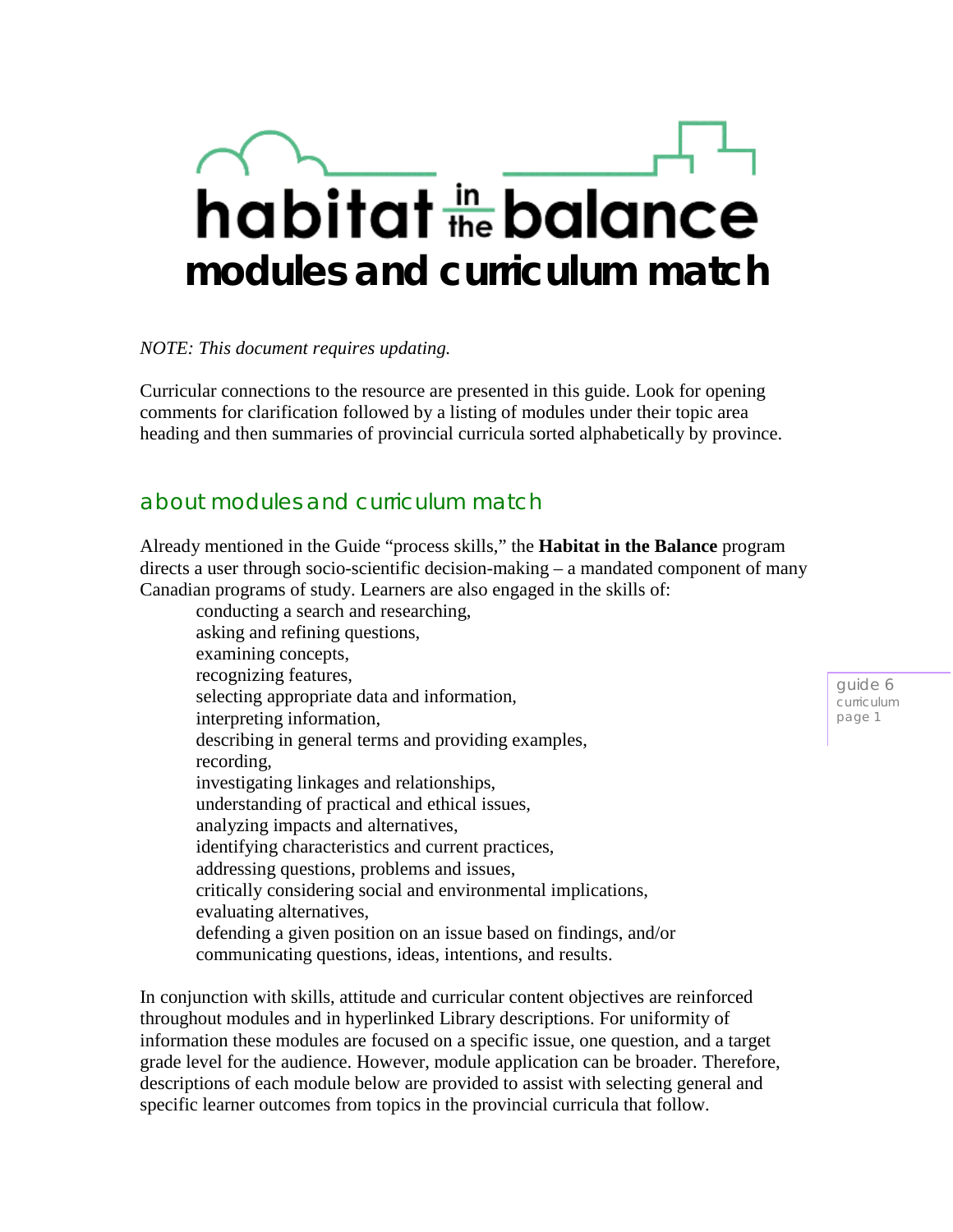# habitat in the balance

# modules and curriculum match

*NOTE: This document requires updating.*

Curricular connections to the resource are presented in this guide. Look for opening comments for clarification followed by a listing of modules under their topic area heading and then summaries of provincial curricula sorted alphabetically by province.

## about modules and curriculum match

Already mentioned in the Guide "process skills," the **Habitat in the Balance** program directs a user through socio-scientific decision-making – a mandated component of many Canadian programs of study. Learners are also engaged in the skills of:

- conducting a search and researching,
- asking and refining questions,
- examining concepts,
- recognizing features,
- selecting appropriate data and information,
- interpreting information,
- describing in general terms and providing examples,
- recording,
- investigating linkages and relationships,
- understanding of practical and ethical issues,
- analyzing impacts and alternatives,
- identifying characteristics and current practices,
- addressing questions, problems and issues,
- critically considering social and environmental implications,
- evaluating alternatives,
- defending a given position on an issue based on findings, and/or
- communicating questions, ideas, intentions, and results.

In conjunction with skills, attitude and curricular content objectives are reinforced throughout modules and in hyperlinked Library descriptions. For uniformity of information these modules are focused on a specific issue, one question, and a target grade level for the audience. However, module application can be broader. Therefore, descriptions of each module below are provided to assist with selecting general and specific learner outcomes from topics in the provincial curricula that follow.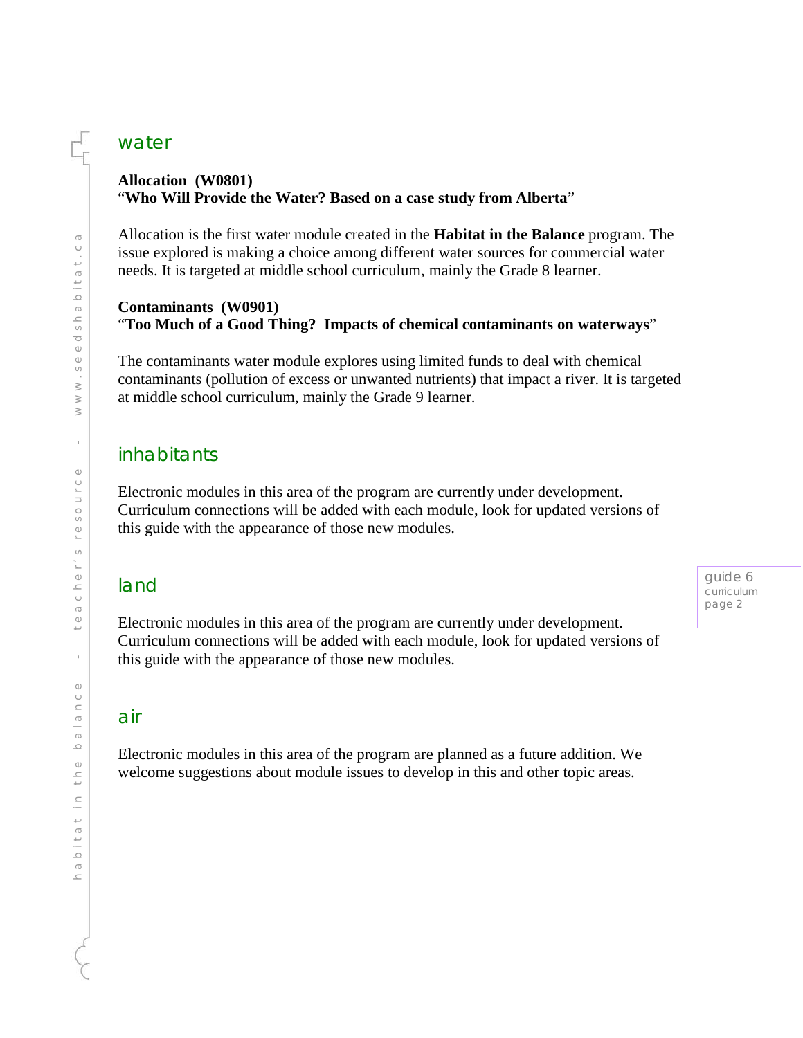## water

**Allocation (W0801)**
"**Who Will Provide the Water? Based on a case study from Alberta**"

Allocation is the first water module created in the **Habitat in the Balance** program. The issue explored is making a choice among different water sources for commercial water needs. It is targeted at middle school curriculum, mainly the Grade 8 learner.

**Contaminants (W0901)**
"**Too Much of a Good Thing? Impacts of chemical contaminants on waterways**"

The contaminants water module explores using limited funds to deal with chemical contaminants (pollution of excess or unwanted nutrients) that impact a river. It is targeted at middle school curriculum, mainly the Grade 9 learner.

## inhabitants

Electronic modules in this area of the program are currently under development. Curriculum connections will be added with each module, look for updated versions of this guide with the appearance of those new modules.

## land

Electronic modules in this area of the program are currently under development. Curriculum connections will be added with each module, look for updated versions of this guide with the appearance of those new modules.

## air

Electronic modules in this area of the program are planned as a future addition. We welcome suggestions about module issues to develop in this and other topic areas.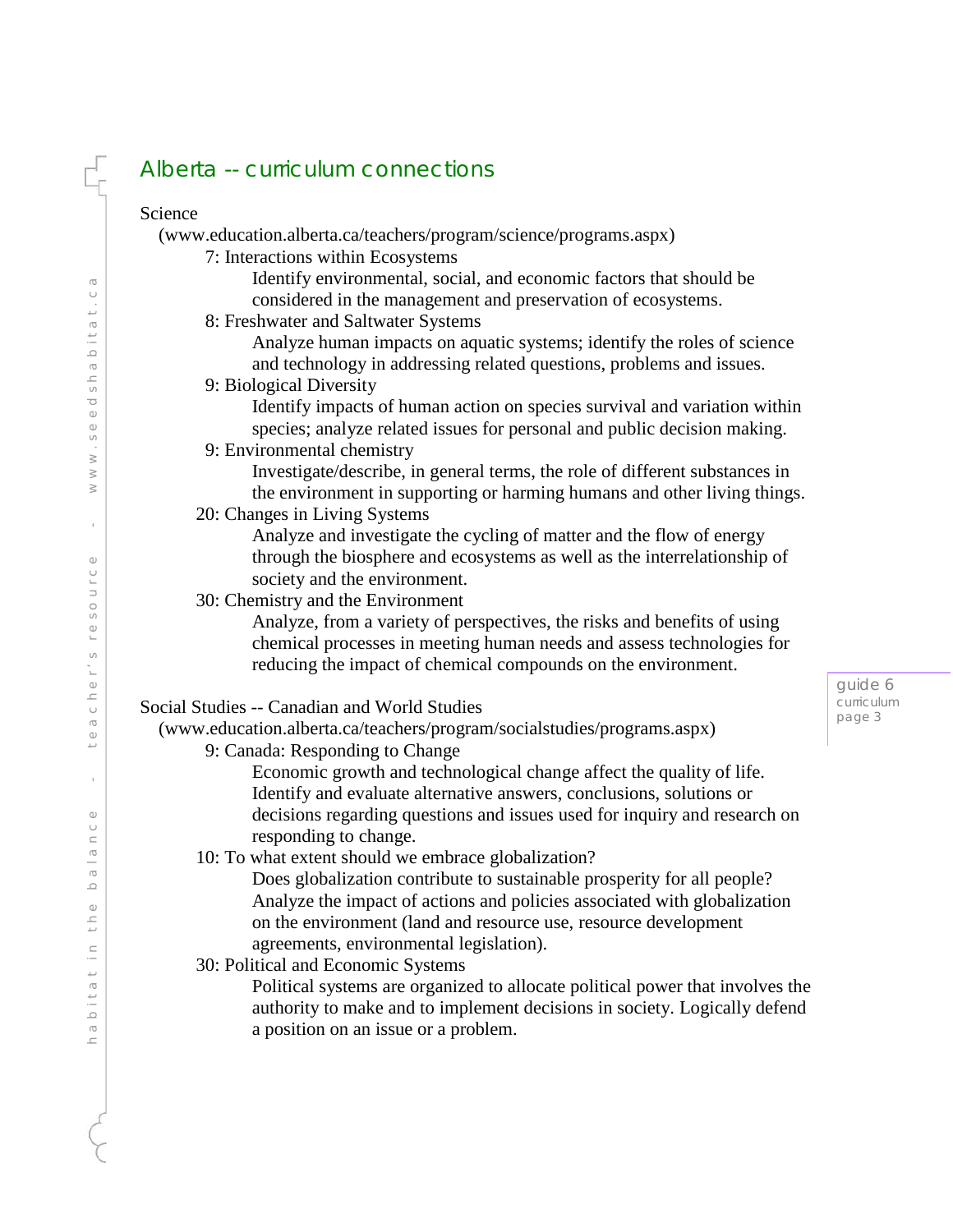## Alberta -- curriculum connections

Science
(www.education.alberta.ca/teachers/program/science/programs.aspx)

- 7: Interactions within Ecosystems
  - Identify environmental, social, and economic factors that should be considered in the management and preservation of ecosystems.
- 8: Freshwater and Saltwater Systems
  - Analyze human impacts on aquatic systems; identify the roles of science and technology in addressing related questions, problems and issues.
- 9: Biological Diversity
  - Identify impacts of human action on species survival and variation within species; analyze related issues for personal and public decision making.
- 9: Environmental chemistry
  - Investigate/describe, in general terms, the role of different substances in the environment in supporting or harming humans and other living things.
- 20: Changes in Living Systems
  - Analyze and investigate the cycling of matter and the flow of energy through the biosphere and ecosystems as well as the interrelationship of society and the environment.
- 30: Chemistry and the Environment
  - Analyze, from a variety of perspectives, the risks and benefits of using chemical processes in meeting human needs and assess technologies for reducing the impact of chemical compounds on the environment.

Social Studies -- Canadian and World Studies
(www.education.alberta.ca/teachers/program/socialstudies/programs.aspx)

- 9: Canada: Responding to Change
  - Economic growth and technological change affect the quality of life. Identify and evaluate alternative answers, conclusions, solutions or decisions regarding questions and issues used for inquiry and research on responding to change.
- 10: To what extent should we embrace globalization?
  - Does globalization contribute to sustainable prosperity for all people? Analyze the impact of actions and policies associated with globalization on the environment (land and resource use, resource development agreements, environmental legislation).
- 30: Political and Economic Systems
  - Political systems are organized to allocate political power that involves the authority to make and to implement decisions in society. Logically defend a position on an issue or a problem.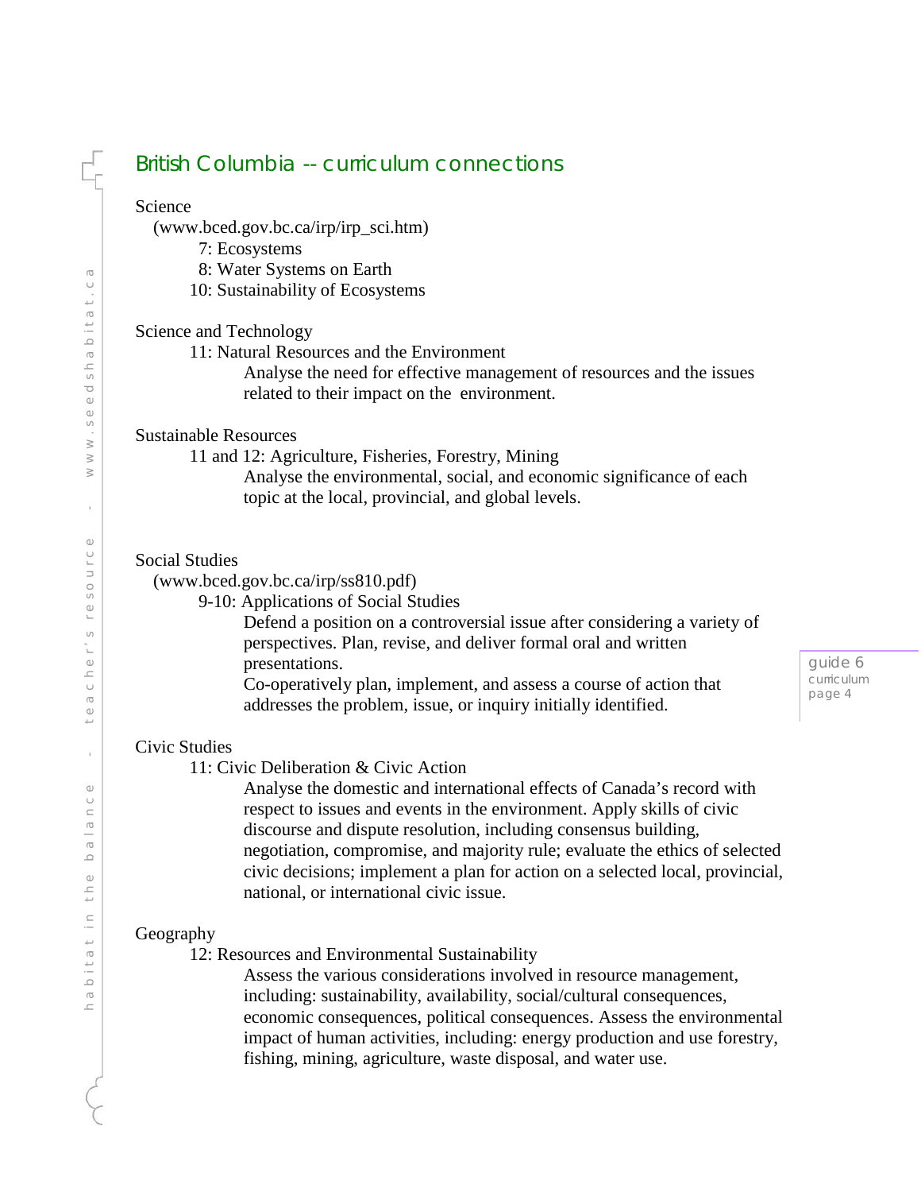## British Columbia -- curriculum connections

Science
(www.bced.gov.bc.ca/irp/irp_sci.htm)
- 7: Ecosystems
- 8: Water Systems on Earth
- 10: Sustainability of Ecosystems

Science and Technology
- 11: Natural Resources and the Environment
  - Analyse the need for effective management of resources and the issues related to their impact on the environment.

Sustainable Resources
- 11 and 12: Agriculture, Fisheries, Forestry, Mining
  - Analyse the environmental, social, and economic significance of each topic at the local, provincial, and global levels.

Social Studies
(www.bced.gov.bc.ca/irp/ss810.pdf)
- 9-10: Applications of Social Studies
  - Defend a position on a controversial issue after considering a variety of perspectives. Plan, revise, and deliver formal oral and written presentations.
  - Co-operatively plan, implement, and assess a course of action that addresses the problem, issue, or inquiry initially identified.

Civic Studies
- 11: Civic Deliberation & Civic Action
  - Analyse the domestic and international effects of Canada's record with respect to issues and events in the environment. Apply skills of civic discourse and dispute resolution, including consensus building, negotiation, compromise, and majority rule; evaluate the ethics of selected civic decisions; implement a plan for action on a selected local, provincial, national, or international civic issue.

Geography
- 12: Resources and Environmental Sustainability
  - Assess the various considerations involved in resource management, including: sustainability, availability, social/cultural consequences, economic consequences, political consequences. Assess the environmental impact of human activities, including: energy production and use forestry, fishing, mining, agriculture, waste disposal, and water use.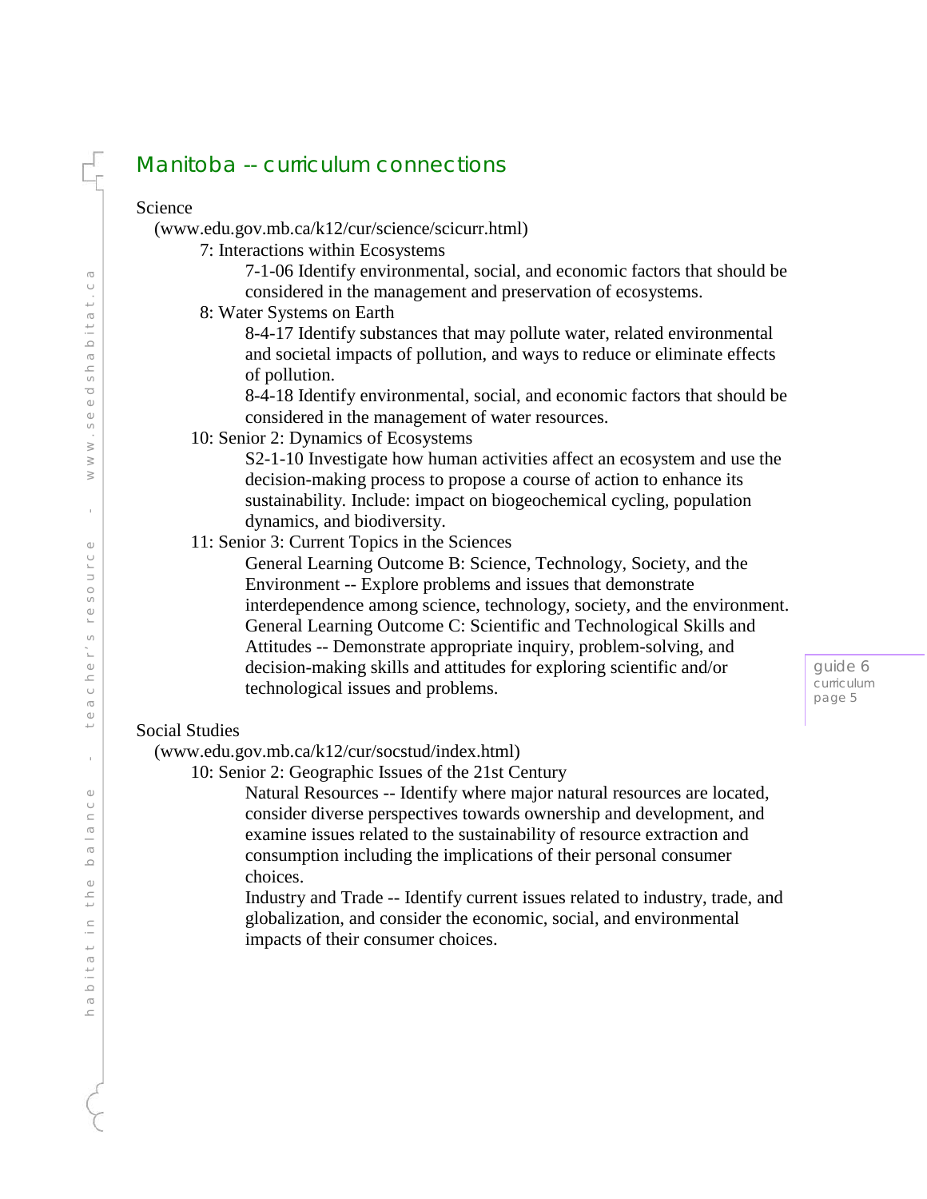# Manitoba -- curriculum connections

Science
(www.edu.gov.mb.ca/k12/cur/science/scicurr.html)

- 7: Interactions within Ecosystems
  - 7-1-06 Identify environmental, social, and economic factors that should be considered in the management and preservation of ecosystems.
- 8: Water Systems on Earth
  - 8-4-17 Identify substances that may pollute water, related environmental and societal impacts of pollution, and ways to reduce or eliminate effects of pollution.
  - 8-4-18 Identify environmental, social, and economic factors that should be considered in the management of water resources.
- 10: Senior 2: Dynamics of Ecosystems
  - S2-1-10 Investigate how human activities affect an ecosystem and use the decision-making process to propose a course of action to enhance its sustainability. Include: impact on biogeochemical cycling, population dynamics, and biodiversity.
- 11: Senior 3: Current Topics in the Sciences
  - General Learning Outcome B: Science, Technology, Society, and the Environment -- Explore problems and issues that demonstrate interdependence among science, technology, society, and the environment.
  - General Learning Outcome C: Scientific and Technological Skills and Attitudes -- Demonstrate appropriate inquiry, problem-solving, and decision-making skills and attitudes for exploring scientific and/or technological issues and problems.

Social Studies
(www.edu.gov.mb.ca/k12/cur/socstud/index.html)

- 10: Senior 2: Geographic Issues of the 21st Century
  - Natural Resources -- Identify where major natural resources are located, consider diverse perspectives towards ownership and development, and examine issues related to the sustainability of resource extraction and consumption including the implications of their personal consumer choices.
  - Industry and Trade -- Identify current issues related to industry, trade, and globalization, and consider the economic, social, and environmental impacts of their consumer choices.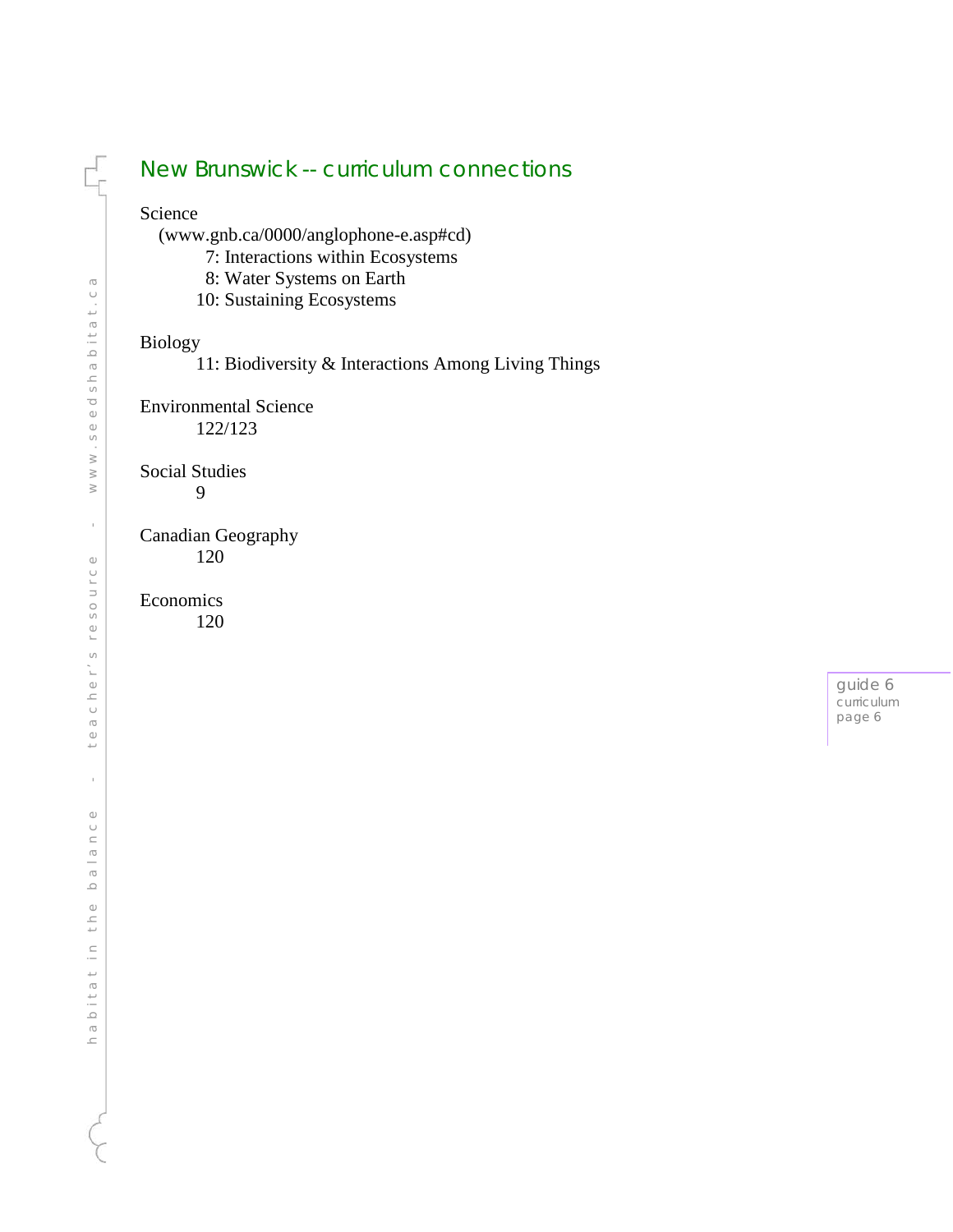## New Brunswick -- curriculum connections

Science
(www.gnb.ca/0000/anglophone-e.asp#cd)
- 7: Interactions within Ecosystems
- 8: Water Systems on Earth
- 10: Sustaining Ecosystems

Biology
- 11: Biodiversity & Interactions Among Living Things

Environmental Science
- 122/123

Social Studies
- 9

Canadian Geography
- 120

Economics
- 120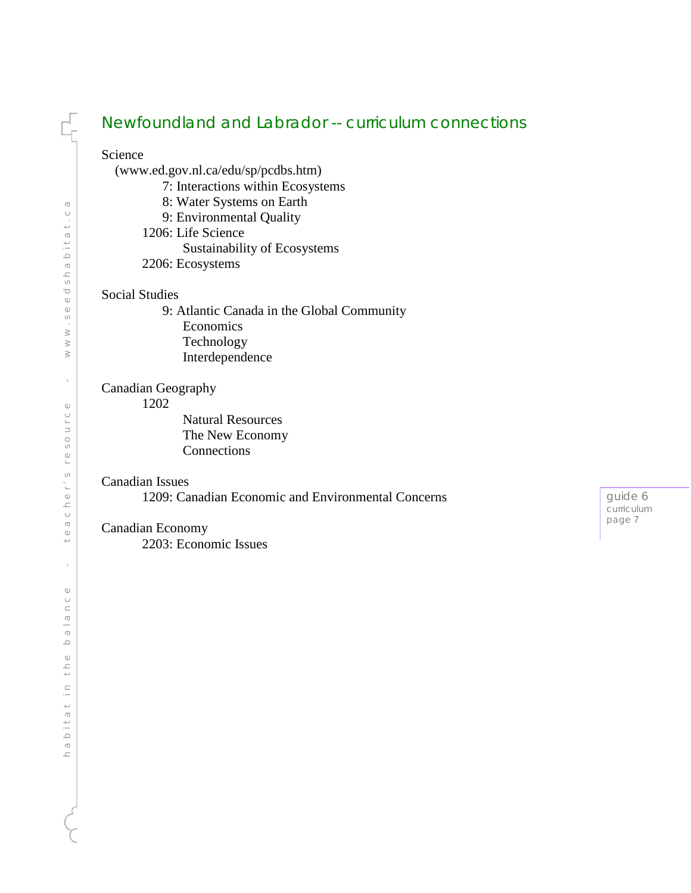## Newfoundland and Labrador -- curriculum connections

Science
(www.ed.gov.nl.ca/edu/sp/pcdbs.htm)

- 7: Interactions within Ecosystems
- 8: Water Systems on Earth
- 9: Environmental Quality
- 1206: Life Science
  - Sustainability of Ecosystems
- 2206: Ecosystems

Social Studies

- 9: Atlantic Canada in the Global Community
  - Economics
  - Technology
  - Interdependence

Canadian Geography

- 1202
  - Natural Resources
  - The New Economy
  - Connections

Canadian Issues

- 1209: Canadian Economic and Environmental Concerns

Canadian Economy

- 2203: Economic Issues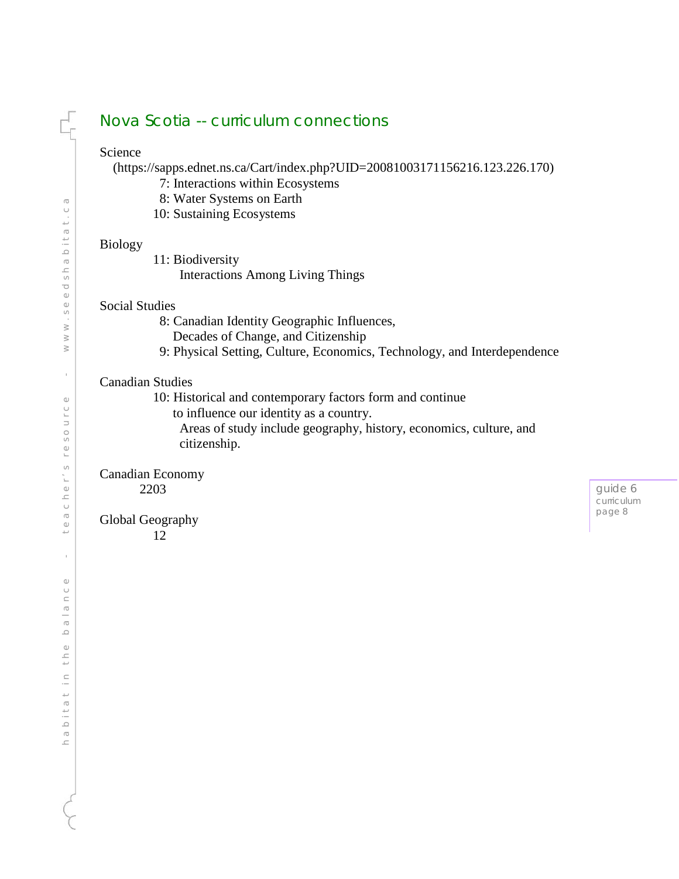## Nova Scotia -- curriculum connections

Science
(https://sapps.ednet.ns.ca/Cart/index.php?UID=20081003171156216.123.226.170)

- 7: Interactions within Ecosystems
- 8: Water Systems on Earth
- 10: Sustaining Ecosystems

Biology

- 11: Biodiversity
  Interactions Among Living Things

Social Studies

- 8: Canadian Identity Geographic Influences,
  Decades of Change, and Citizenship
- 9: Physical Setting, Culture, Economics, Technology, and Interdependence

Canadian Studies

- 10: Historical and contemporary factors form and continue
  to influence our identity as a country.
  Areas of study include geography, history, economics, culture, and citizenship.

Canadian Economy

- 2203

Global Geography

- 12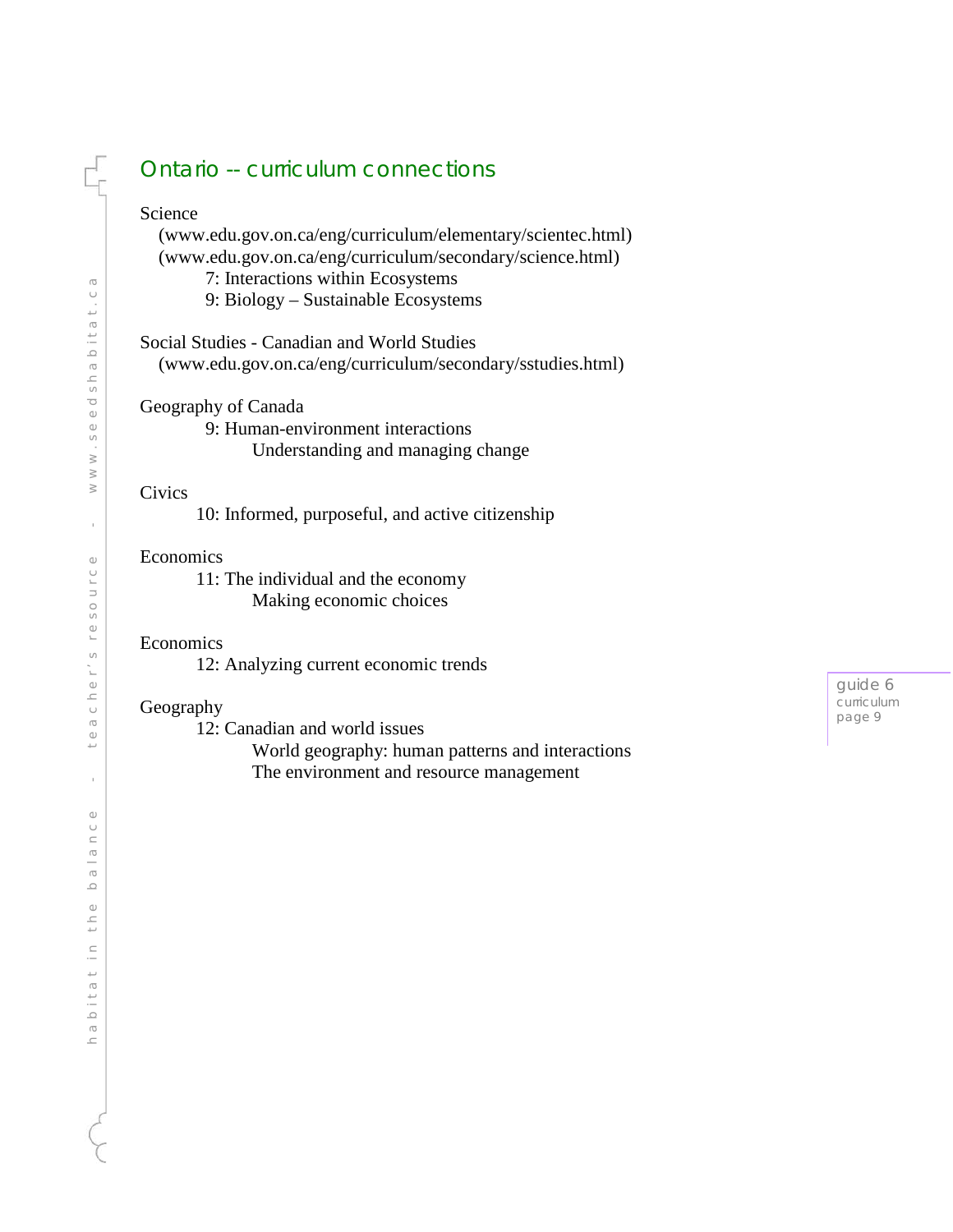## Ontario -- curriculum connections

Science
(www.edu.gov.on.ca/eng/curriculum/elementary/scientec.html)
(www.edu.gov.on.ca/eng/curriculum/secondary/science.html)
- 7: Interactions within Ecosystems
- 9: Biology – Sustainable Ecosystems

Social Studies - Canadian and World Studies
(www.edu.gov.on.ca/eng/curriculum/secondary/sstudies.html)

Geography of Canada
- 9: Human-environment interactions
  - Understanding and managing change

Civics
- 10: Informed, purposeful, and active citizenship

Economics
- 11: The individual and the economy
  - Making economic choices

Economics
- 12: Analyzing current economic trends

Geography
- 12: Canadian and world issues
  - World geography: human patterns and interactions
  - The environment and resource management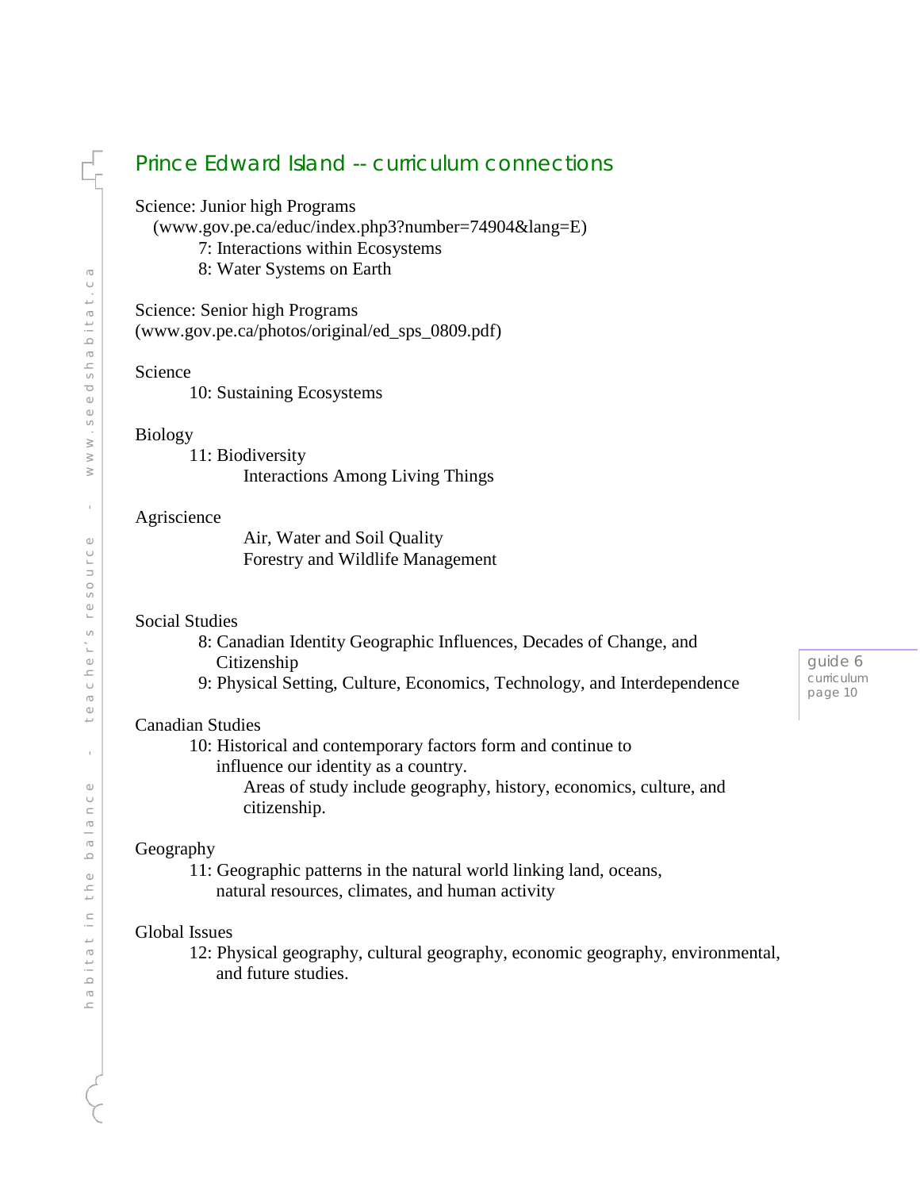## Prince Edward Island -- curriculum connections

Science: Junior high Programs
(www.gov.pe.ca/educ/index.php3?number=74904&lang=E)

- 7: Interactions within Ecosystems
- 8: Water Systems on Earth

Science: Senior high Programs
(www.gov.pe.ca/photos/original/ed_sps_0809.pdf)

Science

- 10: Sustaining Ecosystems

Biology

- 11: Biodiversity
  - Interactions Among Living Things

Agriscience

- Air, Water and Soil Quality
- Forestry and Wildlife Management

Social Studies

- 8: Canadian Identity Geographic Influences, Decades of Change, and Citizenship
- 9: Physical Setting, Culture, Economics, Technology, and Interdependence

Canadian Studies

- 10: Historical and contemporary factors form and continue to influence our identity as a country.
  - Areas of study include geography, history, economics, culture, and citizenship.

Geography

- 11: Geographic patterns in the natural world linking land, oceans, natural resources, climates, and human activity

Global Issues

- 12: Physical geography, cultural geography, economic geography, environmental, and future studies.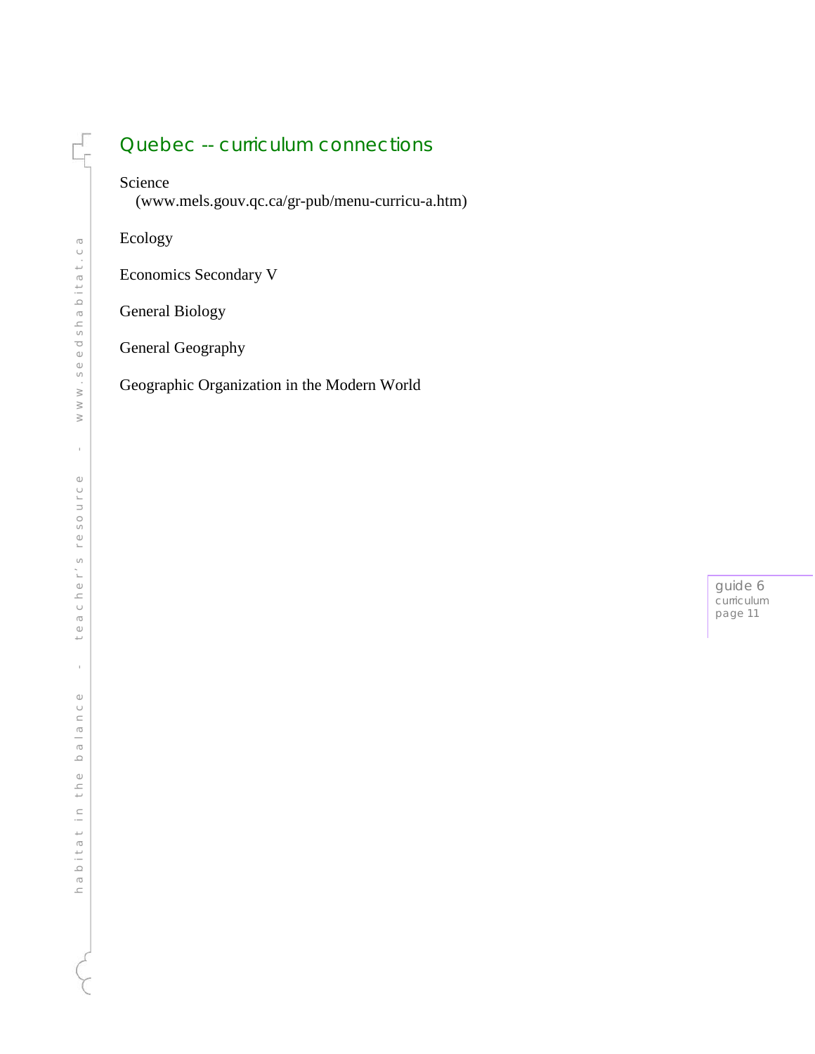## Quebec -- curriculum connections

Science
(www.mels.gouv.qc.ca/gr-pub/menu-curricu-a.htm)

Ecology

Economics Secondary V

General Biology

General Geography

Geographic Organization in the Modern World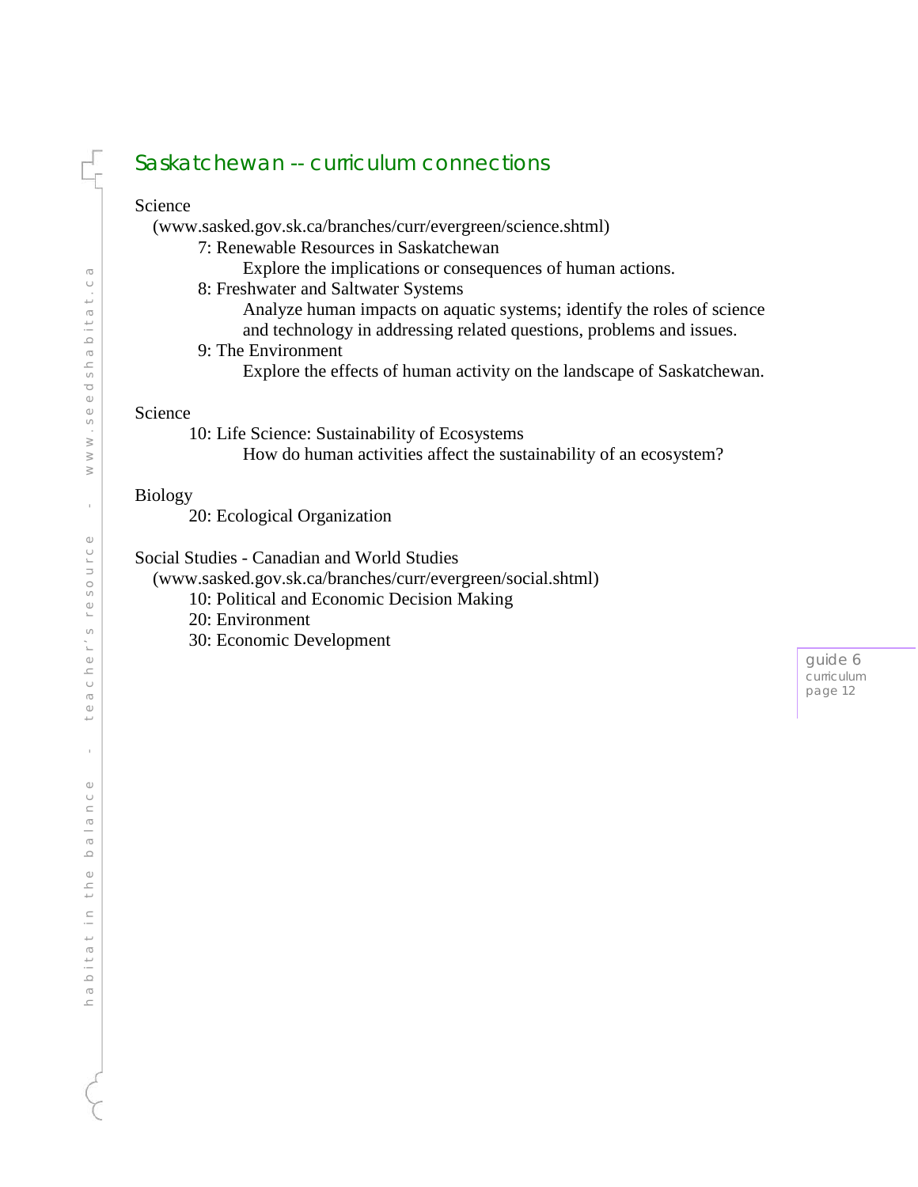## Saskatchewan -- curriculum connections

Science
(www.sasked.gov.sk.ca/branches/curr/evergreen/science.shtml)

- 7: Renewable Resources in Saskatchewan
  - Explore the implications or consequences of human actions.
- 8: Freshwater and Saltwater Systems
  - Analyze human impacts on aquatic systems; identify the roles of science and technology in addressing related questions, problems and issues.
- 9: The Environment
  - Explore the effects of human activity on the landscape of Saskatchewan.

Science

- 10: Life Science: Sustainability of Ecosystems
  - How do human activities affect the sustainability of an ecosystem?

Biology

- 20: Ecological Organization

Social Studies - Canadian and World Studies
(www.sasked.gov.sk.ca/branches/curr/evergreen/social.shtml)

- 10: Political and Economic Decision Making
- 20: Environment
- 30: Economic Development